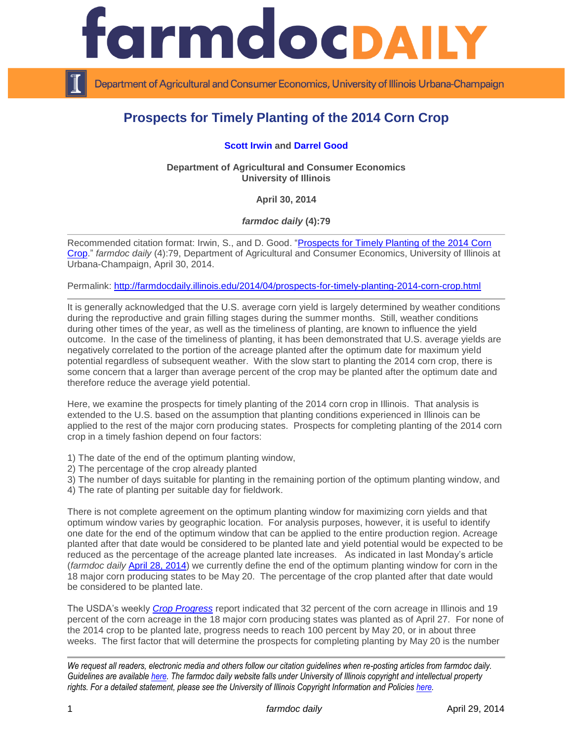# Prospects for Timely Planting of the 2014 Corn Crop

**Scott Irwin and Darrel Good**

**Department of Agricultural and Consumer Economics**
**University of Illinois**

**April 30, 2014**

***farmdoc daily* (4):79**

Recommended citation format: Irwin, S., and D. Good. "[Prospects for Timely Planting of the 2014 Corn Crop](http://farmdocdaily.illinois.edu/2014/04/prospects-for-timely-planting-2014-corn-crop.html)." *farmdoc daily* (4):79, Department of Agricultural and Consumer Economics, University of Illinois at Urbana-Champaign, April 30, 2014.

Permalink: http://farmdocdaily.illinois.edu/2014/04/prospects-for-timely-planting-2014-corn-crop.html

It is generally acknowledged that the U.S. average corn yield is largely determined by weather conditions during the reproductive and grain filling stages during the summer months. Still, weather conditions during other times of the year, as well as the timeliness of planting, are known to influence the yield outcome. In the case of the timeliness of planting, it has been demonstrated that U.S. average yields are negatively correlated to the portion of the acreage planted after the optimum date for maximum yield potential regardless of subsequent weather. With the slow start to planting the 2014 corn crop, there is some concern that a larger than average percent of the crop may be planted after the optimum date and therefore reduce the average yield potential.

Here, we examine the prospects for timely planting of the 2014 corn crop in Illinois. That analysis is extended to the U.S. based on the assumption that planting conditions experienced in Illinois can be applied to the rest of the major corn producing states. Prospects for completing planting of the 2014 corn crop in a timely fashion depend on four factors:

1) The date of the end of the optimum planting window,
2) The percentage of the crop already planted
3) The number of days suitable for planting in the remaining portion of the optimum planting window, and
4) The rate of planting per suitable day for fieldwork.

There is not complete agreement on the optimum planting window for maximizing corn yields and that optimum window varies by geographic location. For analysis purposes, however, it is useful to identify one date for the end of the optimum window that can be applied to the entire production region. Acreage planted after that date would be considered to be planted late and yield potential would be expected to be reduced as the percentage of the acreage planted late increases. As indicated in last Monday's article (*farmdoc daily* April 28, 2014) we currently define the end of the optimum planting window for corn in the 18 major corn producing states to be May 20. The percentage of the crop planted after that date would be considered to be planted late.

The USDA's weekly *Crop Progress* report indicated that 32 percent of the corn acreage in Illinois and 19 percent of the corn acreage in the 18 major corn producing states was planted as of April 27. For none of the 2014 crop to be planted late, progress needs to reach 100 percent by May 20, or in about three weeks. The first factor that will determine the prospects for completing planting by May 20 is the number

*We request all readers, electronic media and others follow our citation guidelines when re-posting articles from farmdoc daily. Guidelines are available here. The farmdoc daily website falls under University of Illinois copyright and intellectual property rights. For a detailed statement, please see the University of Illinois Copyright Information and Policies here.*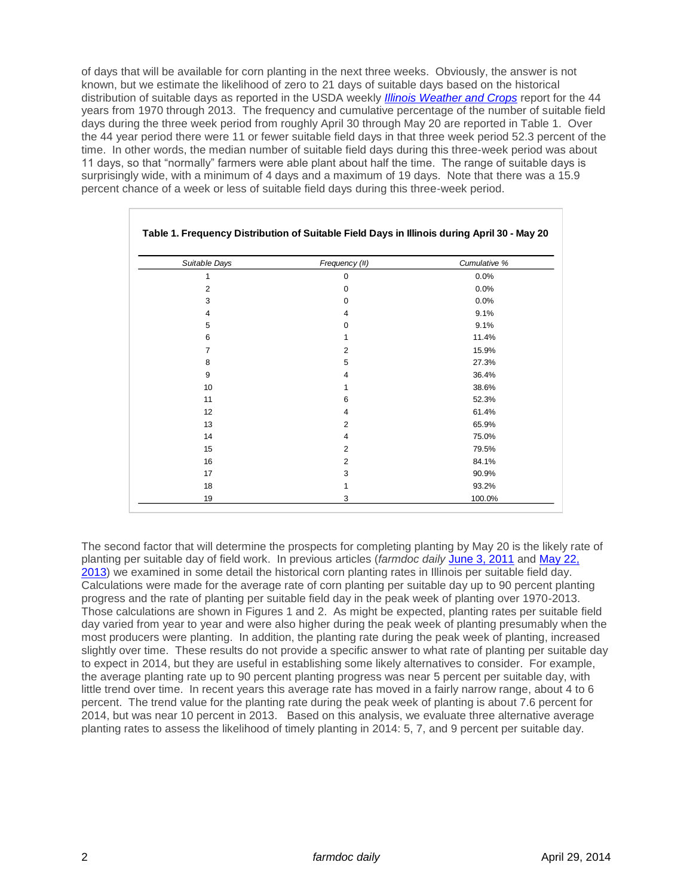of days that will be available for corn planting in the next three weeks. Obviously, the answer is not known, but we estimate the likelihood of zero to 21 days of suitable days based on the historical distribution of suitable days as reported in the USDA weekly [*Illinois Weather and Crops*]() report for the 44 years from 1970 through 2013. The frequency and cumulative percentage of the number of suitable field days during the three week period from roughly April 30 through May 20 are reported in Table 1. Over the 44 year period there were 11 or fewer suitable field days in that three week period 52.3 percent of the time. In other words, the median number of suitable field days during this three-week period was about 11 days, so that "normally" farmers were able plant about half the time. The range of suitable days is surprisingly wide, with a minimum of 4 days and a maximum of 19 days. Note that there was a 15.9 percent chance of a week or less of suitable field days during this three-week period.

**Table 1. Frequency Distribution of Suitable Field Days in Illinois during April 30 - May 20**

| *Suitable Days* | *Frequency (#)* | *Cumulative %* |
|---|---|---|
| 1 | 0 | 0.0% |
| 2 | 0 | 0.0% |
| 3 | 0 | 0.0% |
| 4 | 4 | 9.1% |
| 5 | 0 | 9.1% |
| 6 | 1 | 11.4% |
| 7 | 2 | 15.9% |
| 8 | 5 | 27.3% |
| 9 | 4 | 36.4% |
| 10 | 1 | 38.6% |
| 11 | 6 | 52.3% |
| 12 | 4 | 61.4% |
| 13 | 2 | 65.9% |
| 14 | 4 | 75.0% |
| 15 | 2 | 79.5% |
| 16 | 2 | 84.1% |
| 17 | 3 | 90.9% |
| 18 | 1 | 93.2% |
| 19 | 3 | 100.0% |

The second factor that will determine the prospects for completing planting by May 20 is the likely rate of planting per suitable day of field work. In previous articles (*farmdoc daily* June 3, 2011 and May 22, 2013) we examined in some detail the historical corn planting rates in Illinois per suitable field day. Calculations were made for the average rate of corn planting per suitable day up to 90 percent planting progress and the rate of planting per suitable field day in the peak week of planting over 1970-2013. Those calculations are shown in Figures 1 and 2. As might be expected, planting rates per suitable field day varied from year to year and were also higher during the peak week of planting presumably when the most producers were planting. In addition, the planting rate during the peak week of planting, increased slightly over time. These results do not provide a specific answer to what rate of planting per suitable day to expect in 2014, but they are useful in establishing some likely alternatives to consider. For example, the average planting rate up to 90 percent planting progress was near 5 percent per suitable day, with little trend over time. In recent years this average rate has moved in a fairly narrow range, about 4 to 6 percent. The trend value for the planting rate during the peak week of planting is about 7.6 percent for 2014, but was near 10 percent in 2013. Based on this analysis, we evaluate three alternative average planting rates to assess the likelihood of timely planting in 2014: 5, 7, and 9 percent per suitable day.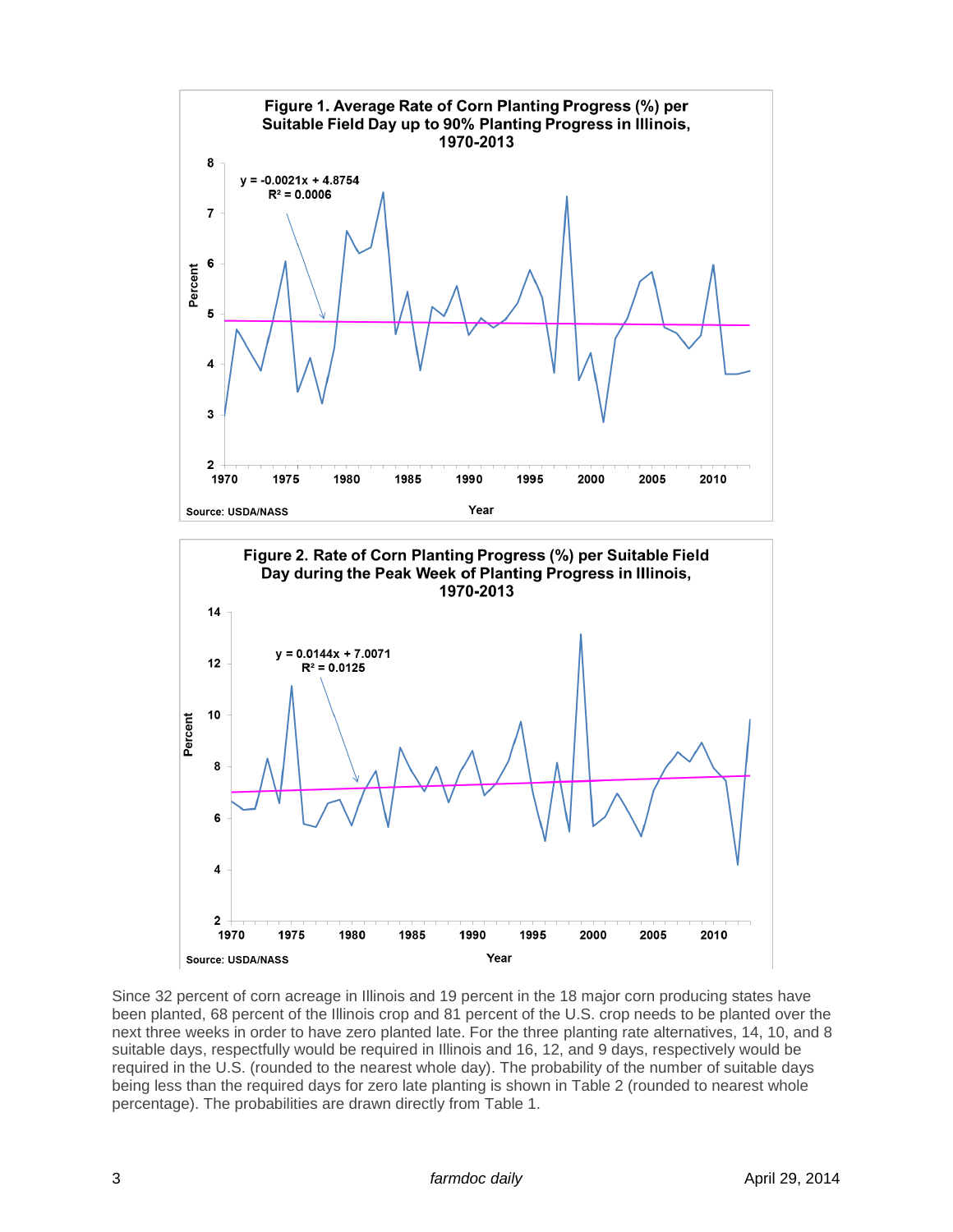**Figure 1. Average Rate of Corn Planting Progress (%) per Suitable Field Day up to 90% Planting Progress in Illinois, 1970-2013**

$y = -0.0021x + 4.8754$
$R^2 = 0.0006$

Source: USDA/NASS

**Figure 2. Rate of Corn Planting Progress (%) per Suitable Field Day during the Peak Week of Planting Progress in Illinois, 1970-2013**

$y = 0.0144x + 7.0071$
$R^2 = 0.0125$

Source: USDA/NASS

Since 32 percent of corn acreage in Illinois and 19 percent in the 18 major corn producing states have been planted, 68 percent of the Illinois crop and 81 percent of the U.S. crop needs to be planted over the next three weeks in order to have zero planted late. For the three planting rate alternatives, 14, 10, and 8 suitable days, respectfully would be required in Illinois and 16, 12, and 9 days, respectively would be required in the U.S. (rounded to the nearest whole day). The probability of the number of suitable days being less than the required days for zero late planting is shown in Table 2 (rounded to nearest whole percentage). The probabilities are drawn directly from Table 1.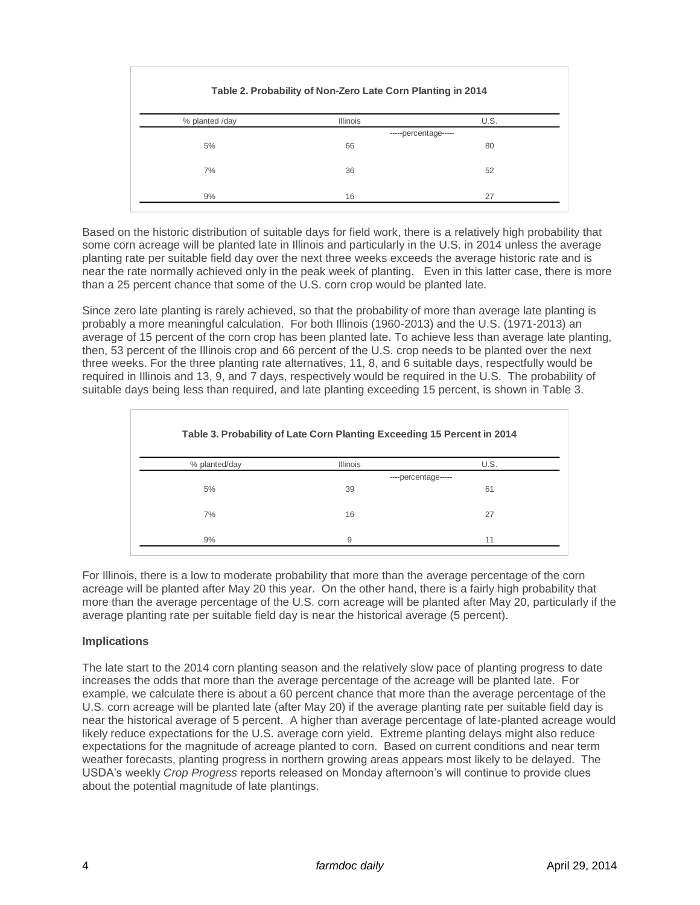**Table 2. Probability of Non-Zero Late Corn Planting in 2014**

| % planted /day | Illinois | U.S. |
|---|---|---|
| | -----percentage----- | |
| 5% | 66 | 80 |
| 7% | 36 | 52 |
| 9% | 16 | 27 |

Based on the historic distribution of suitable days for field work, there is a relatively high probability that some corn acreage will be planted late in Illinois and particularly in the U.S. in 2014 unless the average planting rate per suitable field day over the next three weeks exceeds the average historic rate and is near the rate normally achieved only in the peak week of planting. Even in this latter case, there is more than a 25 percent chance that some of the U.S. corn crop would be planted late.

Since zero late planting is rarely achieved, so that the probability of more than average late planting is probably a more meaningful calculation. For both Illinois (1960-2013) and the U.S. (1971-2013) an average of 15 percent of the corn crop has been planted late. To achieve less than average late planting, then, 53 percent of the Illinois crop and 66 percent of the U.S. crop needs to be planted over the next three weeks. For the three planting rate alternatives, 11, 8, and 6 suitable days, respectfully would be required in Illinois and 13, 9, and 7 days, respectively would be required in the U.S. The probability of suitable days being less than required, and late planting exceeding 15 percent, is shown in Table 3.

**Table 3. Probability of Late Corn Planting Exceeding 15 Percent in 2014**

| % planted/day | Illinois | U.S. |
|---|---|---|
| | ----percentage----- | |
| 5% | 39 | 61 |
| 7% | 16 | 27 |
| 9% | 9 | 11 |

For Illinois, there is a low to moderate probability that more than the average percentage of the corn acreage will be planted after May 20 this year. On the other hand, there is a fairly high probability that more than the average percentage of the U.S. corn acreage will be planted after May 20, particularly if the average planting rate per suitable field day is near the historical average (5 percent).

**Implications**

The late start to the 2014 corn planting season and the relatively slow pace of planting progress to date increases the odds that more than the average percentage of the acreage will be planted late. For example, we calculate there is about a 60 percent chance that more than the average percentage of the U.S. corn acreage will be planted late (after May 20) if the average planting rate per suitable field day is near the historical average of 5 percent. A higher than average percentage of late-planted acreage would likely reduce expectations for the U.S. average corn yield. Extreme planting delays might also reduce expectations for the magnitude of acreage planted to corn. Based on current conditions and near term weather forecasts, planting progress in northern growing areas appears most likely to be delayed. The USDA's weekly *Crop Progress* reports released on Monday afternoon's will continue to provide clues about the potential magnitude of late plantings.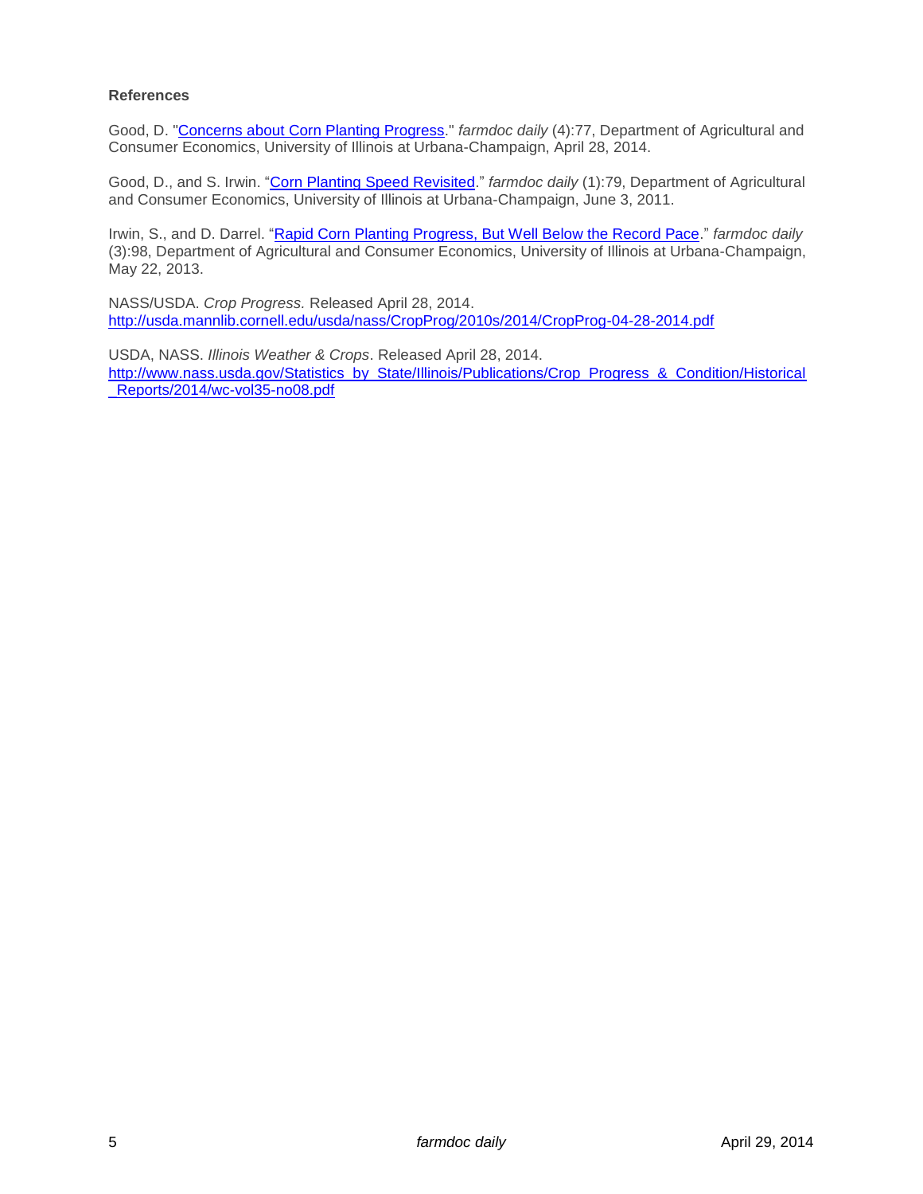**References**

Good, D. "Concerns about Corn Planting Progress." *farmdoc daily* (4):77, Department of Agricultural and Consumer Economics, University of Illinois at Urbana-Champaign, April 28, 2014.

Good, D., and S. Irwin. "Corn Planting Speed Revisited." *farmdoc daily* (1):79, Department of Agricultural and Consumer Economics, University of Illinois at Urbana-Champaign, June 3, 2011.

Irwin, S., and D. Darrel. "Rapid Corn Planting Progress, But Well Below the Record Pace." *farmdoc daily* (3):98, Department of Agricultural and Consumer Economics, University of Illinois at Urbana-Champaign, May 22, 2013.

NASS/USDA. *Crop Progress.* Released April 28, 2014. http://usda.mannlib.cornell.edu/usda/nass/CropProg/2010s/2014/CropProg-04-28-2014.pdf

USDA, NASS. *Illinois Weather & Crops*. Released April 28, 2014. http://www.nass.usda.gov/Statistics_by_State/Illinois/Publications/Crop_Progress_&_Condition/Historical_Reports/2014/wc-vol35-no08.pdf